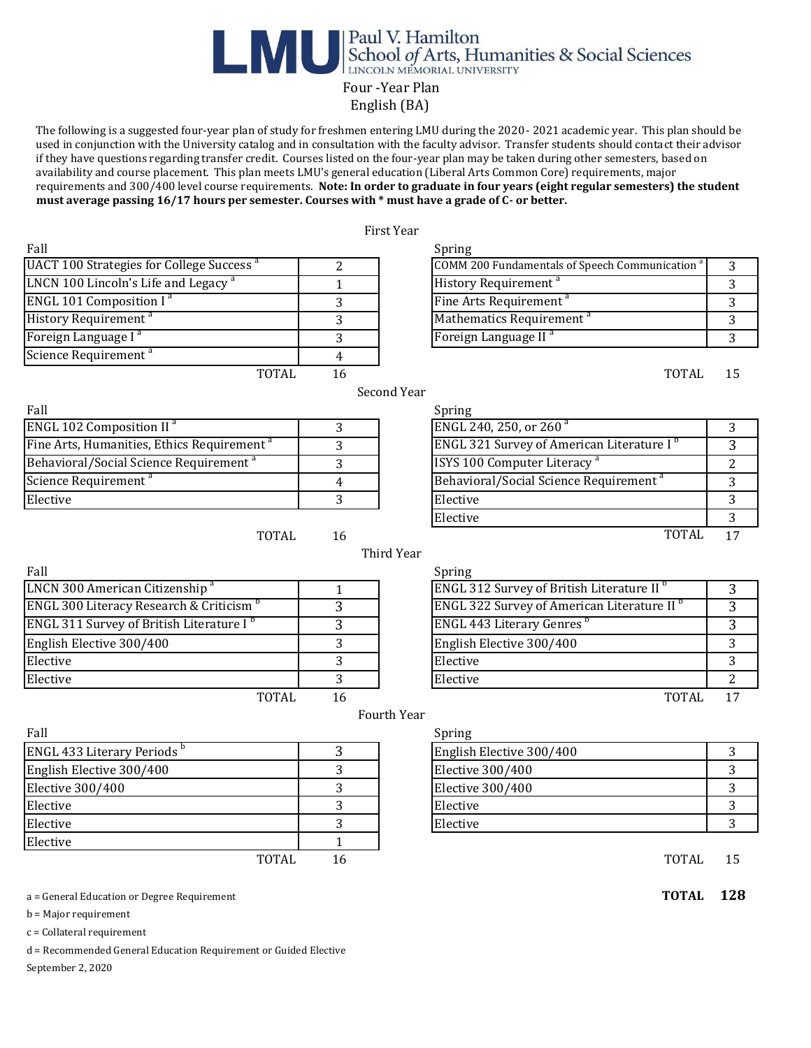# LMU Paul V. Hamilton School of Arts, Humanities & Social Sciences
LINCOLN MEMORIAL UNIVERSITY

## Four -Year Plan
## English (BA)

The following is a suggested four-year plan of study for freshmen entering LMU during the 2020 - 2021 academic year. This plan should be used in conjunction with the University catalog and in consultation with the faculty advisor. Transfer students should contact their advisor if they have questions regarding transfer credit. Courses listed on the four-year plan may be taken during other semesters, based on availability and course placement. This plan meets LMU's general education (Liberal Arts Common Core) requirements, major requirements and 300/400 level course requirements. **Note: In order to graduate in four years (eight regular semesters) the student must average passing 16/17 hours per semester. Courses with * must have a grade of C- or better.**

### First Year

| Fall | | Spring | |
|---|---|---|---|
| UACT 100 Strategies for College Success [a] | 2 | COMM 200 Fundamentals of Speech Communication [a] | 3 |
| LNCN 100 Lincoln's Life and Legacy [a] | 1 | History Requirement [a] | 3 |
| ENGL 101 Composition I [a] | 3 | Fine Arts Requirement [a] | 3 |
| History Requirement [a] | 3 | Mathematics Requirement [a] | 3 |
| Foreign Language I [a] | 3 | Foreign Language II [a] | 3 |
| Science Requirement [a] | 4 | | |
| TOTAL | 16 | TOTAL | 15 |

### Second Year

| Fall | | Spring | |
|---|---|---|---|
| ENGL 102 Composition II [a] | 3 | ENGL 240, 250, or 260 [a] | 3 |
| Fine Arts, Humanities, Ethics Requirement [a] | 3 | ENGL 321 Survey of American Literature I [b] | 3 |
| Behavioral/Social Science Requirement [a] | 3 | ISYS 100 Computer Literacy [a] | 2 |
| Science Requirement [a] | 4 | Behavioral/Social Science Requirement [a] | 3 |
| Elective | 3 | Elective | 3 |
| | | Elective | 3 |
| TOTAL | 16 | TOTAL | 17 |

### Third Year

| Fall | | Spring | |
|---|---|---|---|
| LNCN 300 American Citizenship [a] | 1 | ENGL 312 Survey of British Literature II [b] | 3 |
| ENGL 300 Literacy Research & Criticism [b] | 3 | ENGL 322 Survey of American Literature II [b] | 3 |
| ENGL 311 Survey of British Literature I [b] | 3 | ENGL 443 Literary Genres [b] | 3 |
| English Elective 300/400 | 3 | English Elective 300/400 | 3 |
| Elective | 3 | Elective | 3 |
| Elective | 3 | Elective | 2 |
| TOTAL | 16 | TOTAL | 17 |

### Fourth Year

| Fall | | Spring | |
|---|---|---|---|
| ENGL 433 Literary Periods [b] | 3 | English Elective 300/400 | 3 |
| English Elective 300/400 | 3 | Elective 300/400 | 3 |
| Elective 300/400 | 3 | Elective 300/400 | 3 |
| Elective | 3 | Elective | 3 |
| Elective | 3 | Elective | 3 |
| Elective | 1 | | |
| TOTAL | 16 | TOTAL | 15 |

**TOTAL 128**

a = General Education or Degree Requirement

b = Major requirement

c = Collateral requirement

d = Recommended General Education Requirement or Guided Elective

September 2, 2020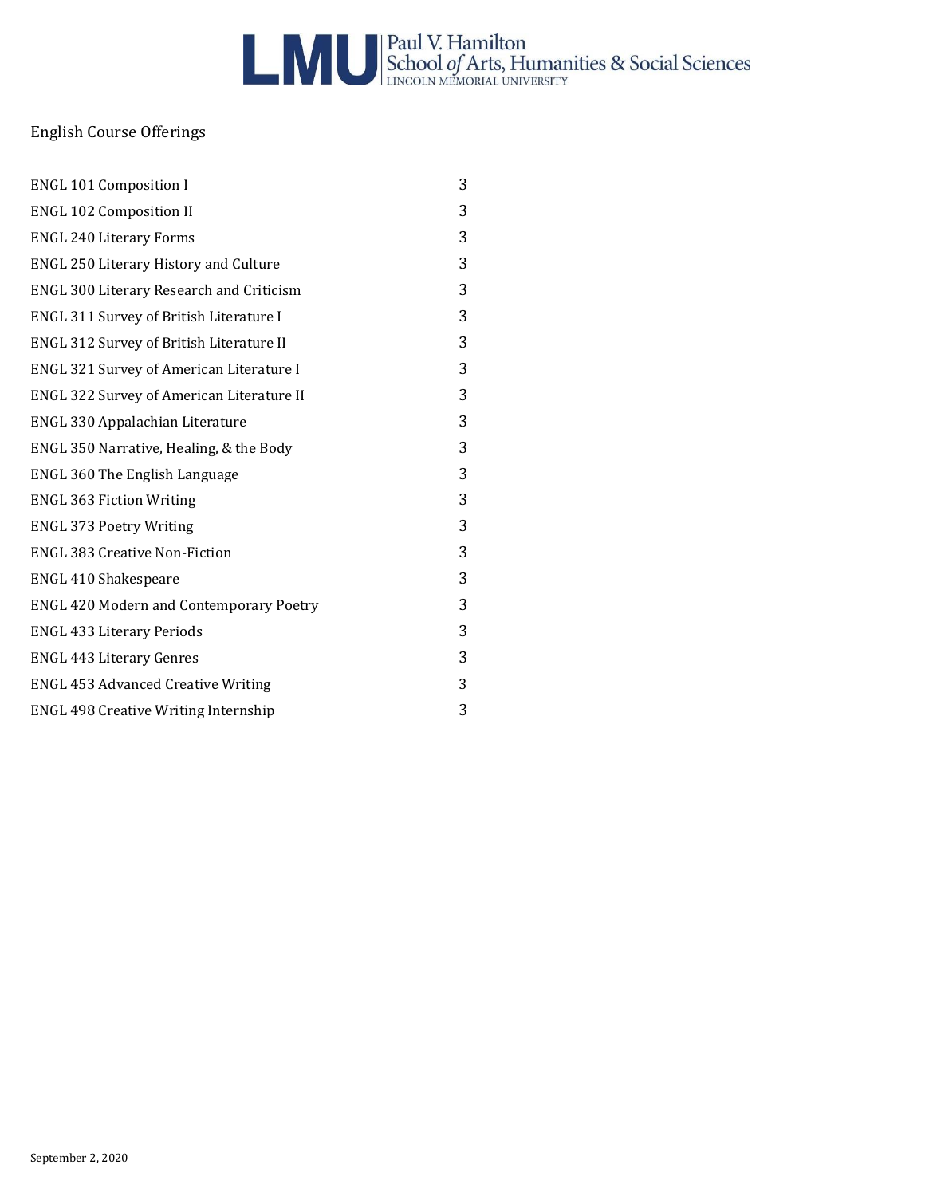LMU | Paul V. Hamilton School *of* Arts, Humanities & Social Sciences
LINCOLN MEMORIAL UNIVERSITY

English Course Offerings

| | |
|---|---|
| ENGL 101 Composition I | 3 |
| ENGL 102 Composition II | 3 |
| ENGL 240 Literary Forms | 3 |
| ENGL 250 Literary History and Culture | 3 |
| ENGL 300 Literary Research and Criticism | 3 |
| ENGL 311 Survey of British Literature I | 3 |
| ENGL 312 Survey of British Literature II | 3 |
| ENGL 321 Survey of American Literature I | 3 |
| ENGL 322 Survey of American Literature II | 3 |
| ENGL 330 Appalachian Literature | 3 |
| ENGL 350 Narrative, Healing, & the Body | 3 |
| ENGL 360 The English Language | 3 |
| ENGL 363 Fiction Writing | 3 |
| ENGL 373 Poetry Writing | 3 |
| ENGL 383 Creative Non-Fiction | 3 |
| ENGL 410 Shakespeare | 3 |
| ENGL 420 Modern and Contemporary Poetry | 3 |
| ENGL 433 Literary Periods | 3 |
| ENGL 443 Literary Genres | 3 |
| ENGL 453 Advanced Creative Writing | 3 |
| ENGL 498 Creative Writing Internship | 3 |

September 2, 2020